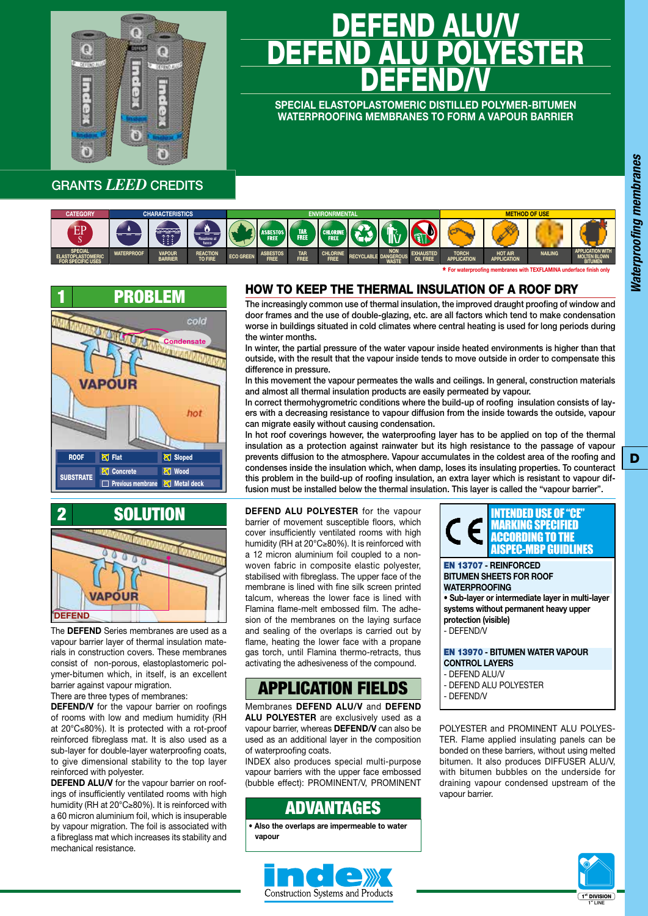# DEFEND ALU/V
# DEFEND ALU POLYESTER
# DEFEND/V

**SPECIAL ELASTOPLASTOMERIC DISTILLED POLYMER-BITUMEN WATERPROOFING MEMBRANES TO FORM A VAPOUR BARRIER**

GRANTS *LEED* CREDITS

| CATEGORY | CHARACTERISTICS | | | ENVIRONMENTAL | | | | | | | METHOD OF USE | | | |
|---|---|---|---|---|---|---|---|---|---|---|---|---|---|---|
| SPECIAL ELASTOPLASTOMERIC FOR SPECIFIC USES | WATERPROOF | VAPOUR BARRIER | REACTION TO FIRE | ECO GREEN | ASBESTOS FREE | TAR FREE | CHLORINE FREE | RECYCLABLE | NON DANGEROUS WASTE | EXHAUSTED OIL FREE | TORCH APPLICATION | HOT AIR APPLICATION | NAILING | APPLICATION WITH MOLTEN BLOWN BITUMEN |

\* For waterproofing membranes with TEXFLAMINA underface finish only

## 1 PROBLEM

cold

Condensate

VAPOUR

hot

| ROOF | ☒ Flat | ☒ Sloped |
|---|---|---|
| SUBSTRATE | ☒ Concrete | ☒ Wood |
| | ☐ Previous membrane | ☒ Metal deck |

## HOW TO KEEP THE THERMAL INSULATION OF A ROOF DRY

The increasingly common use of thermal insulation, the improved draught proofing of window and door frames and the use of double-glazing, etc. are all factors which tend to make condensation worse in buildings situated in cold climates where central heating is used for long periods during the winter months.

In winter, the partial pressure of the water vapour inside heated environments is higher than that outside, with the result that the vapour inside tends to move outside in order to compensate this difference in pressure.

In this movement the vapour permeates the walls and ceilings. In general, construction materials and almost all thermal insulation products are easily permeated by vapour.

In correct thermohygrometric conditions where the build-up of roofing insulation consists of layers with a decreasing resistance to vapour diffusion from the inside towards the outside, vapour can migrate easily without causing condensation.

In hot roof coverings however, the waterproofing layer has to be applied on top of the thermal insulation as a protection against rainwater but its high resistance to the passage of vapour prevents diffusion to the atmosphere. Vapour accumulates in the coldest area of the roofing and condenses inside the insulation which, when damp, loses its insulating properties. To counteract this problem in the build-up of roofing insulation, an extra layer which is resistant to vapour diffusion must be installed below the thermal insulation. This layer is called the "vapour barrier".

## 2 SOLUTION

VAPOUR

DEFEND

The **DEFEND** Series membranes are used as a vapour barrier layer of thermal insulation materials in construction covers. These membranes consist of non-porous, elastoplastomeric polymer-bitumen which, in itself, is an excellent barrier against vapour migration.

There are three types of membranes:

**DEFEND/V** for the vapour barrier on roofings of rooms with low and medium humidity (RH at 20°C≤80%). It is protected with a rot-proof reinforced fibreglass mat. It is also used as a sub-layer for double-layer waterproofing coats, to give dimensional stability to the top layer reinforced with polyester.

**DEFEND ALU/V** for the vapour barrier on roofings of insufficiently ventilated rooms with high humidity (RH at 20°C≥80%). It is reinforced with a 60 micron aluminium foil, which is insuperable by vapour migration. The foil is associated with a fibreglass mat which increases its stability and mechanical resistance.

**DEFEND ALU POLYESTER** for the vapour barrier of movement susceptible floors, which cover insufficiently ventilated rooms with high humidity (RH at 20°C≥80%). It is reinforced with a 12 micron aluminium foil coupled to a non-woven fabric in composite elastic polyester, stabilised with fibreglass. The upper face of the membrane is lined with fine silk screen printed talcum, whereas the lower face is lined with Flamina flame-melt embossed film. The adhesion of the membranes on the laying surface and sealing of the overlaps is carried out by flame, heating the lower face with a propane gas torch, until Flamina thermo-retracts, thus activating the adhesiveness of the compound.

## APPLICATION FIELDS

Membranes **DEFEND ALU/V** and **DEFEND ALU POLYESTER** are exclusively used as a vapour barrier, whereas **DEFEND/V** can also be used as an additional layer in the composition of waterproofing coats.

INDEX also produces special multi-purpose vapour barriers with the upper face embossed (bubble effect): PROMINENT/V, PROMINENT POLYESTER and PROMINENT ALU POLYESTER. Flame applied insulating panels can be bonded on these barriers, without using melted bitumen. It also produces DIFFUSER ALU/V, with bitumen bubbles on the underside for draining vapour condensed upstream of the vapour barrier.

## ADVANTAGES

- **Also the overlaps are impermeable to water vapour**

**INTENDED USE OF "CE" MARKING SPECIFIED ACCORDING TO THE AISPEC-MBP GUIDLINES**

**EN 13707 - REINFORCED BITUMEN SHEETS FOR ROOF WATERPROOFING**

- **Sub-layer or intermediate layer in multi-layer systems without permanent heavy upper protection (visible)**

- DEFEND/V

**EN 13970 - BITUMEN WATER VAPOUR CONTROL LAYERS**

- DEFEND ALU/V
- DEFEND ALU POLYESTER
- DEFEND/V

index Construction Systems and Products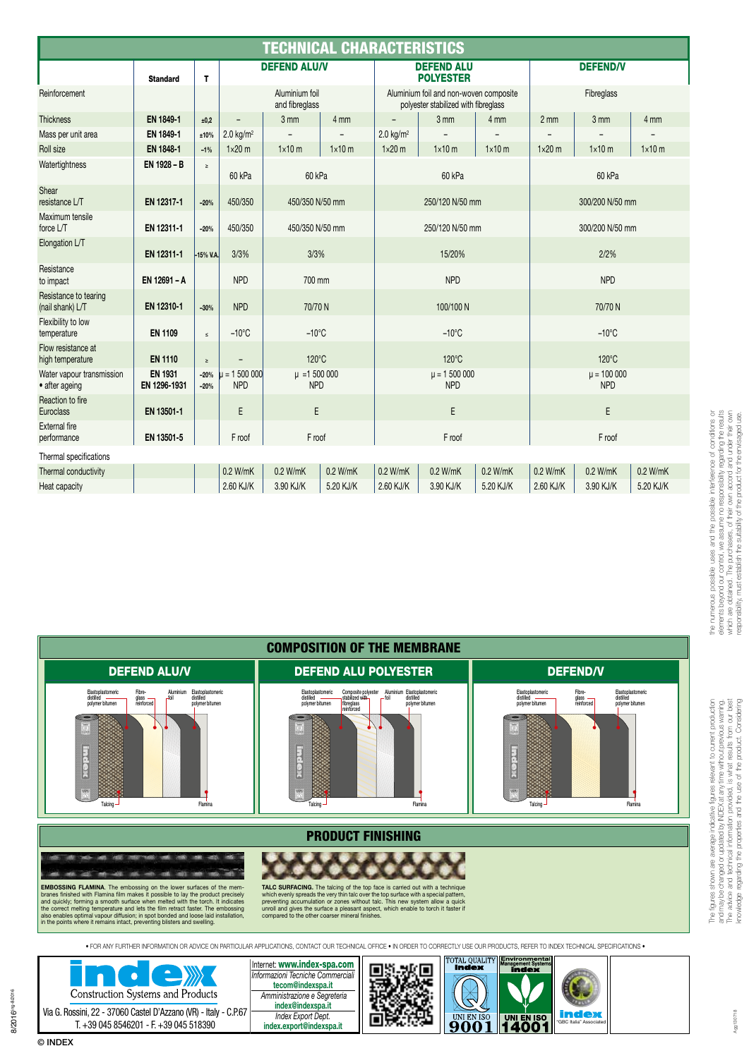# TECHNICAL CHARACTERISTICS

| | Standard | T | DEFEND ALU/V | | | DEFEND ALU POLYESTER | | | DEFEND/V | | |
|---|---|---|---|---|---|---|---|---|---|---|---|
| Reinforcement | | | Aluminium foil and fibreglass | | | Aluminium foil and non-woven composite polyester stabilized with fibreglass | | | Fibreglass | | |
| Thickness | EN 1849-1 | ±0,2 | – | 3 mm | 4 mm | – | 3 mm | 4 mm | 2 mm | 3 mm | 4 mm |
| Mass per unit area | EN 1849-1 | ±10% | 2.0 kg/m² | – | – | 2.0 kg/m² | – | – | – | – | – |
| Roll size | EN 1848-1 | –1% | 1×20 m | 1×10 m | 1×10 m | 1×20 m | 1×10 m | 1×10 m | 1×20 m | 1×10 m | 1×10 m |
| Watertightness | EN 1928 – B | ≥ | 60 kPa | 60 kPa | | 60 kPa | | | 60 kPa | | |
| Shear resistance L/T | EN 12317-1 | –20% | 450/350 | 450/350 N/50 mm | | 250/120 N/50 mm | | | 300/200 N/50 mm | | |
| Maximum tensile force L/T | EN 12311-1 | –20% | 450/350 | 450/350 N/50 mm | | 250/120 N/50 mm | | | 300/200 N/50 mm | | |
| Elongation L/T | EN 12311-1 | –15% V.A. | 3/3% | 3/3% | | 15/20% | | | 2/2% | | |
| Resistance to impact | EN 12691 – A | | NPD | 700 mm | | NPD | | | NPD | | |
| Resistance to tearing (nail shank) L/T | EN 12310-1 | –30% | NPD | 70/70 N | | 100/100 N | | | 70/70 N | | |
| Flexibility to low temperature | EN 1109 | ≤ | –10°C | –10°C | | –10°C | | | –10°C | | |
| Flow resistance at high temperature | EN 1110 | ≥ | – | 120°C | | 120°C | | | 120°C | | |
| Water vapour transmission • after ageing | EN 1931 EN 1296-1931 | –20% –20% | μ = 1 500 000 NPD | μ = 1 500 000 NPD | | μ = 1 500 000 NPD | | | μ = 100 000 NPD | | |
| Reaction to fire Euroclass | EN 13501-1 | | E | E | | E | | | E | | |
| External fire performance | EN 13501-5 | | F roof | F roof | | F roof | | | F roof | | |
| Thermal specifications | | | | | | | | | | | |
| Thermal conductivity | | | 0.2 W/mK | 0.2 W/mK | 0.2 W/mK | 0.2 W/mK | 0.2 W/mK | 0.2 W/mK | 0.2 W/mK | 0.2 W/mK | 0.2 W/mK |
| Heat capacity | | | 2.60 KJ/K | 3.90 KJ/K | 5.20 KJ/K | 2.60 KJ/K | 3.90 KJ/K | 5.20 KJ/K | 2.60 KJ/K | 3.90 KJ/K | 5.20 KJ/K |

# COMPOSITION OF THE MEMBRANE

## DEFEND ALU/V

Elastoplastomeric distilled polymer bitumen – Fibre-glass reinforced – Aluminium foil – Elastoplastomeric distilled polymer bitumen – Talcing – Flamina

## DEFEND ALU POLYESTER

Elastoplastomeric distilled polymer bitumen – Composite polyester stabilized with fibreglass reinforced – Aluminium foil – Elastoplastomeric distilled polymer bitumen – Talcing – Flamina

## DEFEND/V

Elastoplastomeric distilled polymer bitumen – Fibre-glass reinforced – Elastoplastomeric distilled polymer bitumen – Talcing – Flamina

# PRODUCT FINISHING

**EMBOSSING FLAMINA.** The embossing on the lower surfaces of the membranes finished with Flamina film makes it possible to lay the product precisely and quickly; forming a smooth surface when melted with the torch. It indicates the correct melting temperature and lets the film retract faster. The embossing also enables optimal vapour diffusion; in spot bonded and loose laid installation, in the points where it remains intact, preventing blisters and swelling.

**TALC SURFACING.** The talcing of the top face is carried out with a technique which evenly spreads the very thin talc over the top surface with a special pattern, preventing accumulation or zones without talc. This new system allow a quick unroll and gives the surface a pleasant aspect, which enable to torch it faster if compared to the other coarser mineral finishes.

The figures shown are average indicative figures relevant to current production and may be changed or updated by INDEX at any time without previous warning. The advice and technical information provided, is what results from our best knowledge regarding the properties and the use of the product. Considering the numerous possible uses and the possible interference of conditions or elements beyond our control, we assume no responsibility regarding the results which are obtained. The purchasers, of their own accord and under their own responsibility, must establish the suitability of the product for the envisaged use.

• FOR ANY FURTHER INFORMATION OR ADVICE ON PARTICULAR APPLICATIONS, CONTACT OUR TECHNICAL OFFICE • IN ORDER TO CORRECTLY USE OUR PRODUCTS, REFER TO INDEX TECHNICAL SPECIFICATIONS •

**index** Construction Systems and Products

Via G. Rossini, 22 - 37060 Castel D'Azzano (VR) - Italy - C.P.67
T. +39 045 8546201 - F. +39 045 518390

Internet: **www.index-spa.com**
*Informazioni Tecniche Commerciali*
**tecom@indexspa.it**
*Amministrazione e Segreteria*
**index@indexspa.it**
*Index Export Dept.*
**index.export@indexspa.it**

TOTAL QUALITY index – UNI EN ISO 9001
Environmental Management Systems index – UNI EN ISO 14001
index "GBC Italia" Associated

8/2016

© INDEX